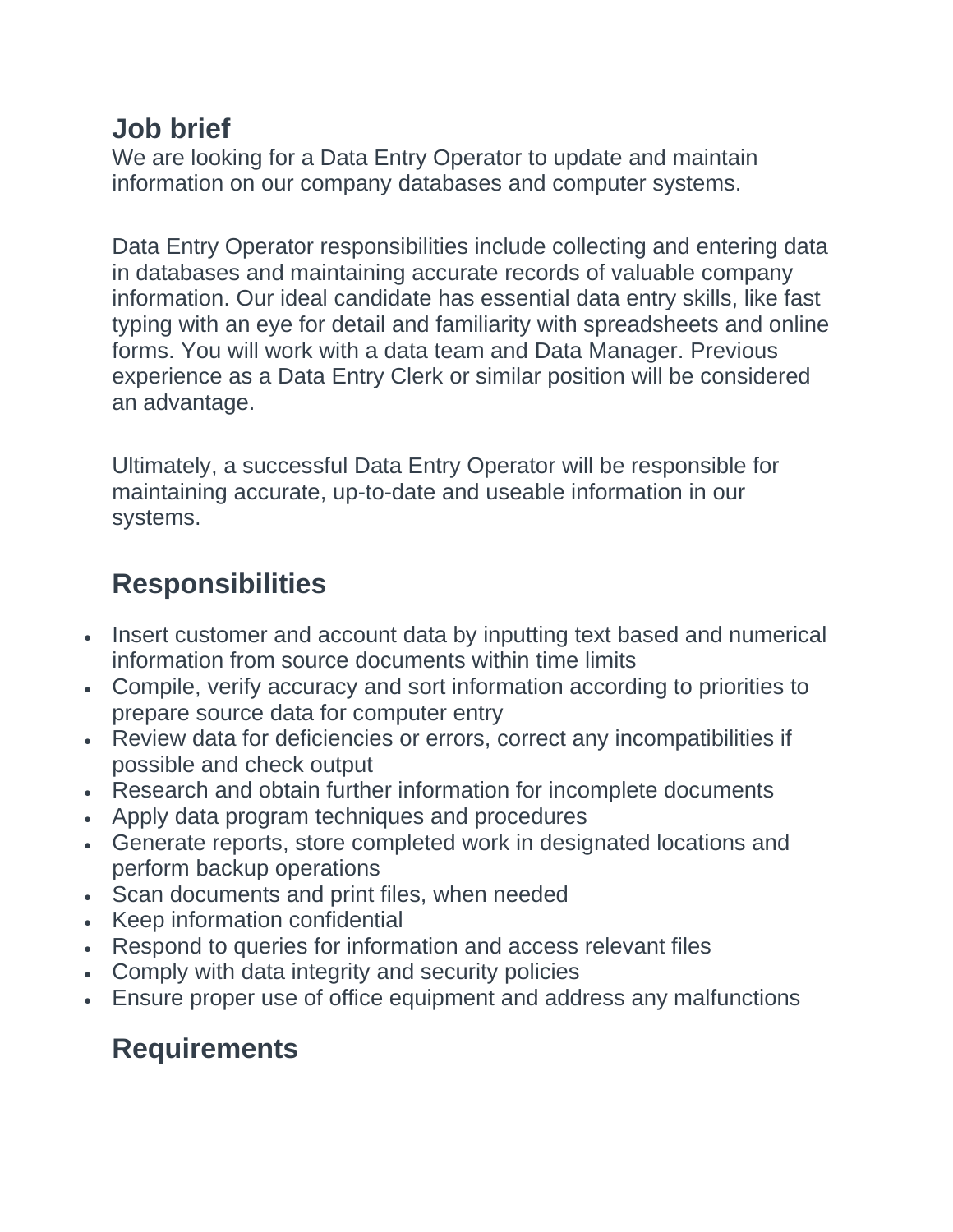## Job brief

We are looking for a Data Entry Operator to update and maintain information on our company databases and computer systems.

Data Entry Operator responsibilities include collecting and entering data in databases and maintaining accurate records of valuable company information. Our ideal candidate has essential data entry skills, like fast typing with an eye for detail and familiarity with spreadsheets and online forms. You will work with a data team and Data Manager. Previous experience as a Data Entry Clerk or similar position will be considered an advantage.

Ultimately, a successful Data Entry Operator will be responsible for maintaining accurate, up-to-date and useable information in our systems.

## Responsibilities

- Insert customer and account data by inputting text based and numerical information from source documents within time limits
- Compile, verify accuracy and sort information according to priorities to prepare source data for computer entry
- Review data for deficiencies or errors, correct any incompatibilities if possible and check output
- Research and obtain further information for incomplete documents
- Apply data program techniques and procedures
- Generate reports, store completed work in designated locations and perform backup operations
- Scan documents and print files, when needed
- Keep information confidential
- Respond to queries for information and access relevant files
- Comply with data integrity and security policies
- Ensure proper use of office equipment and address any malfunctions

## Requirements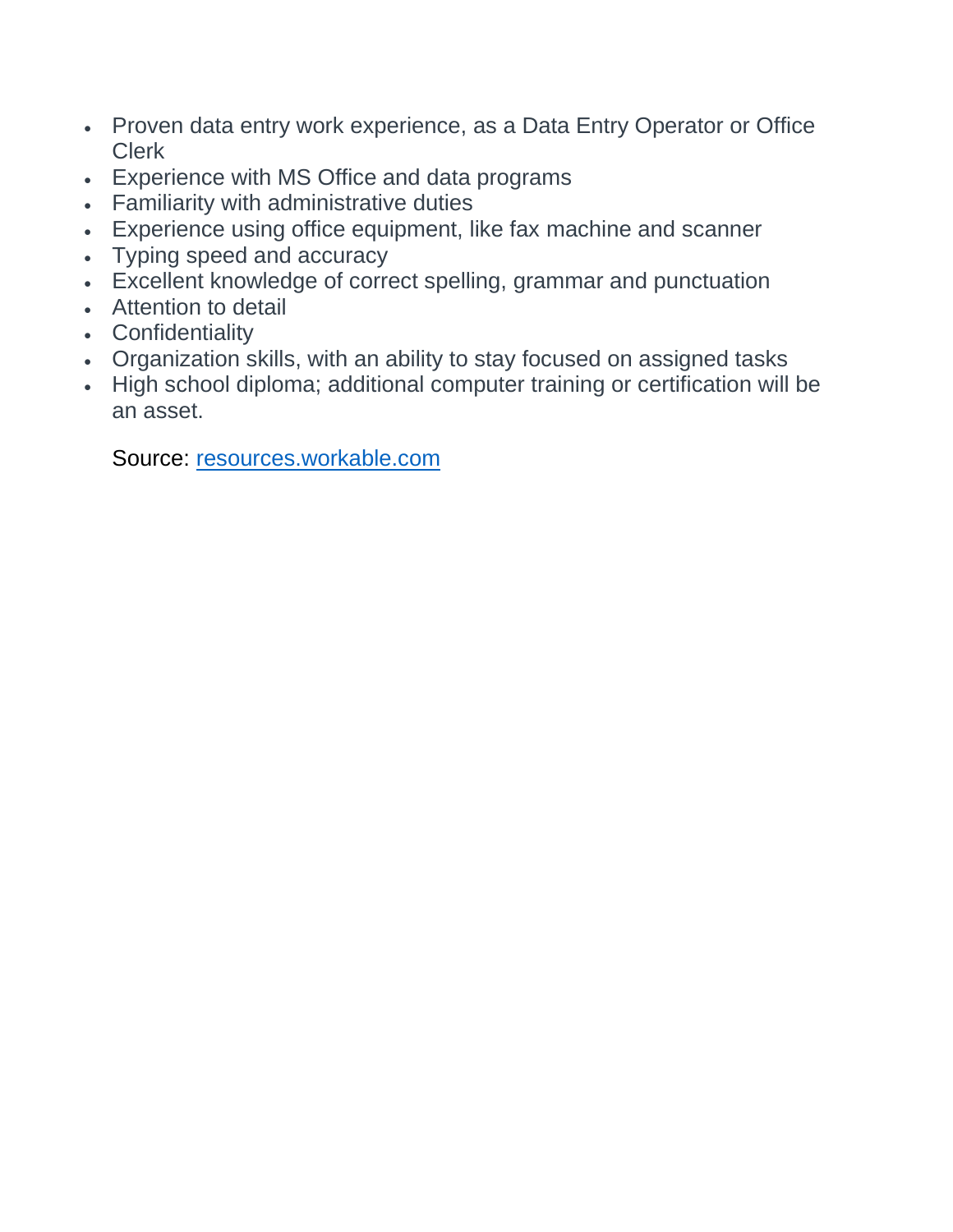- Proven data entry work experience, as a Data Entry Operator or Office Clerk
- Experience with MS Office and data programs
- Familiarity with administrative duties
- Experience using office equipment, like fax machine and scanner
- Typing speed and accuracy
- Excellent knowledge of correct spelling, grammar and punctuation
- Attention to detail
- Confidentiality
- Organization skills, with an ability to stay focused on assigned tasks
- High school diploma; additional computer training or certification will be an asset.

  Source: [resources.workable.com](resources.workable.com)